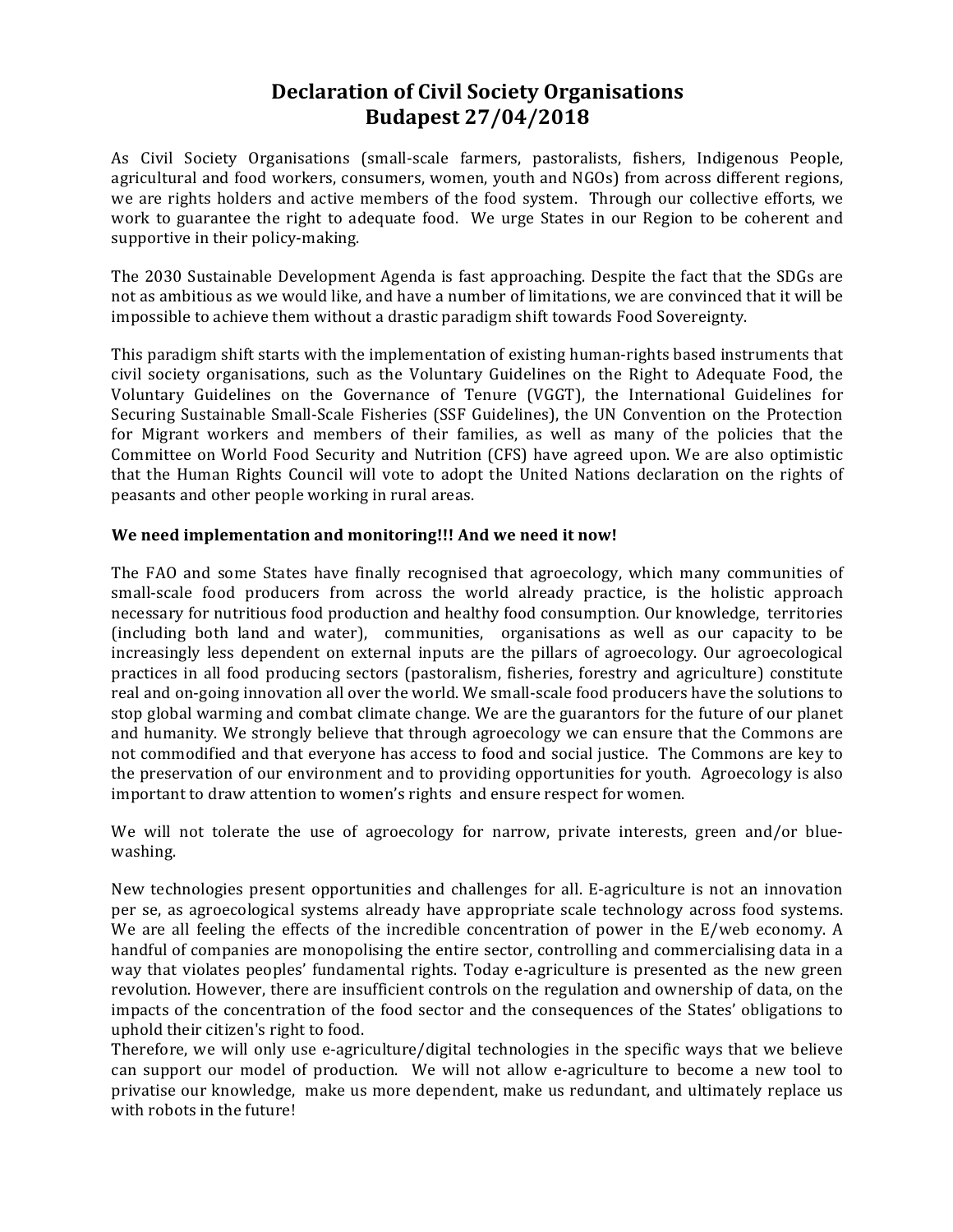# Declaration of Civil Society Organisations
# Budapest 27/04/2018

As Civil Society Organisations (small-scale farmers, pastoralists, fishers, Indigenous People, agricultural and food workers, consumers, women, youth and NGOs) from across different regions, we are rights holders and active members of the food system. Through our collective efforts, we work to guarantee the right to adequate food. We urge States in our Region to be coherent and supportive in their policy-making.

The 2030 Sustainable Development Agenda is fast approaching. Despite the fact that the SDGs are not as ambitious as we would like, and have a number of limitations, we are convinced that it will be impossible to achieve them without a drastic paradigm shift towards Food Sovereignty.

This paradigm shift starts with the implementation of existing human-rights based instruments that civil society organisations, such as the Voluntary Guidelines on the Right to Adequate Food, the Voluntary Guidelines on the Governance of Tenure (VGGT), the International Guidelines for Securing Sustainable Small-Scale Fisheries (SSF Guidelines), the UN Convention on the Protection for Migrant workers and members of their families, as well as many of the policies that the Committee on World Food Security and Nutrition (CFS) have agreed upon. We are also optimistic that the Human Rights Council will vote to adopt the United Nations declaration on the rights of peasants and other people working in rural areas.

**We need implementation and monitoring!!! And we need it now!**

The FAO and some States have finally recognised that agroecology, which many communities of small-scale food producers from across the world already practice, is the holistic approach necessary for nutritious food production and healthy food consumption. Our knowledge, territories (including both land and water), communities, organisations as well as our capacity to be increasingly less dependent on external inputs are the pillars of agroecology. Our agroecological practices in all food producing sectors (pastoralism, fisheries, forestry and agriculture) constitute real and on-going innovation all over the world. We small-scale food producers have the solutions to stop global warming and combat climate change. We are the guarantors for the future of our planet and humanity. We strongly believe that through agroecology we can ensure that the Commons are not commodified and that everyone has access to food and social justice. The Commons are key to the preservation of our environment and to providing opportunities for youth. Agroecology is also important to draw attention to women's rights and ensure respect for women.

We will not tolerate the use of agroecology for narrow, private interests, green and/or blue-washing.

New technologies present opportunities and challenges for all. E-agriculture is not an innovation per se, as agroecological systems already have appropriate scale technology across food systems. We are all feeling the effects of the incredible concentration of power in the E/web economy. A handful of companies are monopolising the entire sector, controlling and commercialising data in a way that violates peoples' fundamental rights. Today e-agriculture is presented as the new green revolution. However, there are insufficient controls on the regulation and ownership of data, on the impacts of the concentration of the food sector and the consequences of the States' obligations to uphold their citizen's right to food.

Therefore, we will only use e-agriculture/digital technologies in the specific ways that we believe can support our model of production. We will not allow e-agriculture to become a new tool to privatise our knowledge, make us more dependent, make us redundant, and ultimately replace us with robots in the future!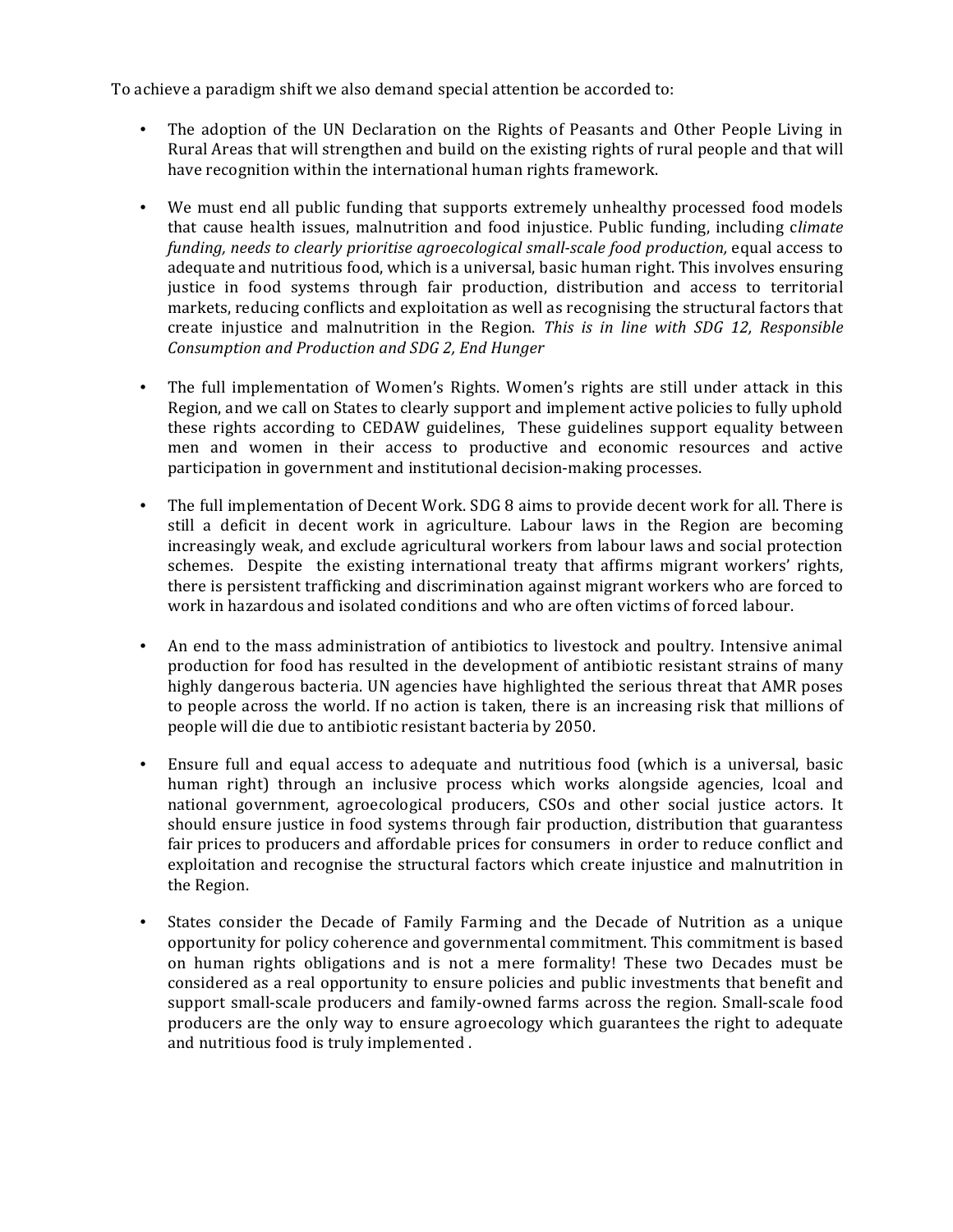To achieve a paradigm shift we also demand special attention be accorded to:

- The adoption of the UN Declaration on the Rights of Peasants and Other People Living in Rural Areas that will strengthen and build on the existing rights of rural people and that will have recognition within the international human rights framework.

- We must end all public funding that supports extremely unhealthy processed food models that cause health issues, malnutrition and food injustice. Public funding, including c*limate funding, needs to clearly prioritise agroecological small-scale food production,* equal access to adequate and nutritious food, which is a universal, basic human right. This involves ensuring justice in food systems through fair production, distribution and access to territorial markets, reducing conflicts and exploitation as well as recognising the structural factors that create injustice and malnutrition in the Region. *This is in line with SDG 12, Responsible Consumption and Production and SDG 2, End Hunger*

- The full implementation of Women's Rights. Women's rights are still under attack in this Region, and we call on States to clearly support and implement active policies to fully uphold these rights according to CEDAW guidelines, These guidelines support equality between men and women in their access to productive and economic resources and active participation in government and institutional decision-making processes.

- The full implementation of Decent Work. SDG 8 aims to provide decent work for all. There is still a deficit in decent work in agriculture. Labour laws in the Region are becoming increasingly weak, and exclude agricultural workers from labour laws and social protection schemes. Despite the existing international treaty that affirms migrant workers' rights, there is persistent trafficking and discrimination against migrant workers who are forced to work in hazardous and isolated conditions and who are often victims of forced labour.

- An end to the mass administration of antibiotics to livestock and poultry. Intensive animal production for food has resulted in the development of antibiotic resistant strains of many highly dangerous bacteria. UN agencies have highlighted the serious threat that AMR poses to people across the world. If no action is taken, there is an increasing risk that millions of people will die due to antibiotic resistant bacteria by 2050.

- Ensure full and equal access to adequate and nutritious food (which is a universal, basic human right) through an inclusive process which works alongside agencies, lcoal and national government, agroecological producers, CSOs and other social justice actors. It should ensure justice in food systems through fair production, distribution that guarantess fair prices to producers and affordable prices for consumers in order to reduce conflict and exploitation and recognise the structural factors which create injustice and malnutrition in the Region.

- States consider the Decade of Family Farming and the Decade of Nutrition as a unique opportunity for policy coherence and governmental commitment. This commitment is based on human rights obligations and is not a mere formality! These two Decades must be considered as a real opportunity to ensure policies and public investments that benefit and support small-scale producers and family-owned farms across the region. Small-scale food producers are the only way to ensure agroecology which guarantees the right to adequate and nutritious food is truly implemented .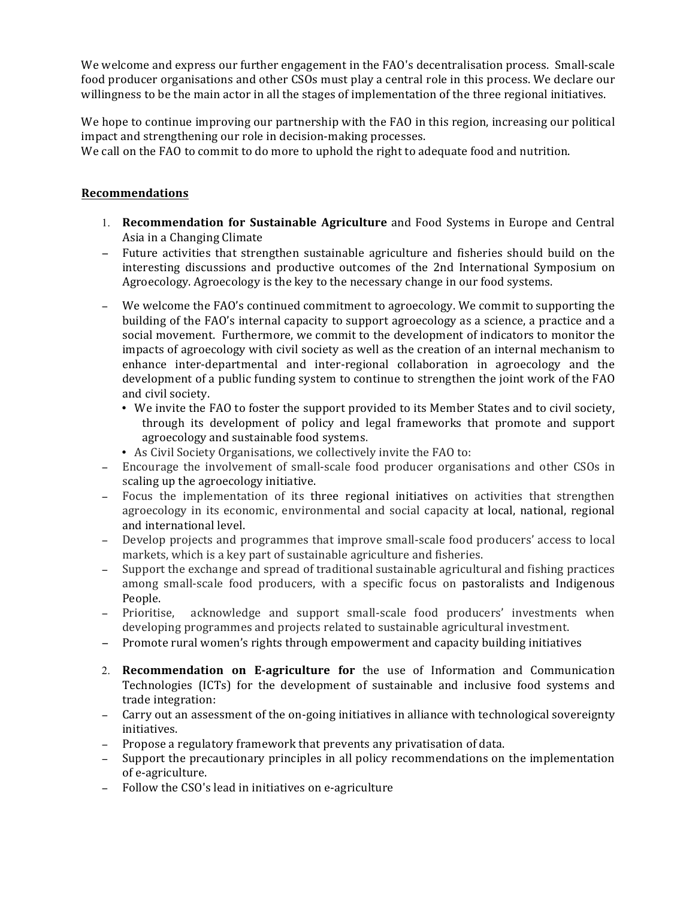We welcome and express our further engagement in the FAO's decentralisation process. Small-scale food producer organisations and other CSOs must play a central role in this process. We declare our willingness to be the main actor in all the stages of implementation of the three regional initiatives.

We hope to continue improving our partnership with the FAO in this region, increasing our political impact and strengthening our role in decision-making processes.
We call on the FAO to commit to do more to uphold the right to adequate food and nutrition.

**Recommendations**

1. **Recommendation for Sustainable Agriculture** and Food Systems in Europe and Central Asia in a Changing Climate

- Future activities that strengthen sustainable agriculture and fisheries should build on the interesting discussions and productive outcomes of the 2nd International Symposium on Agroecology. Agroecology is the key to the necessary change in our food systems.

- We welcome the FAO's continued commitment to agroecology. We commit to supporting the building of the FAO's internal capacity to support agroecology as a science, a practice and a social movement. Furthermore, we commit to the development of indicators to monitor the impacts of agroecology with civil society as well as the creation of an internal mechanism to enhance inter-departmental and inter-regional collaboration in agroecology and the development of a public funding system to continue to strengthen the joint work of the FAO and civil society.
  - We invite the FAO to foster the support provided to its Member States and to civil society, through its development of policy and legal frameworks that promote and support agroecology and sustainable food systems.
  - As Civil Society Organisations, we collectively invite the FAO to:
- Encourage the involvement of small-scale food producer organisations and other CSOs in scaling up the agroecology initiative.
- Focus the implementation of its three regional initiatives on activities that strengthen agroecology in its economic, environmental and social capacity at local, national, regional and international level.
- Develop projects and programmes that improve small-scale food producers' access to local markets, which is a key part of sustainable agriculture and fisheries.
- Support the exchange and spread of traditional sustainable agricultural and fishing practices among small-scale food producers, with a specific focus on pastoralists and Indigenous People.
- Prioritise, acknowledge and support small-scale food producers' investments when developing programmes and projects related to sustainable agricultural investment.
- Promote rural women's rights through empowerment and capacity building initiatives

2. **Recommendation on E-agriculture for** the use of Information and Communication Technologies (ICTs) for the development of sustainable and inclusive food systems and trade integration:

- Carry out an assessment of the on-going initiatives in alliance with technological sovereignty initiatives.
- Propose a regulatory framework that prevents any privatisation of data.
- Support the precautionary principles in all policy recommendations on the implementation of e-agriculture.
- Follow the CSO's lead in initiatives on e-agriculture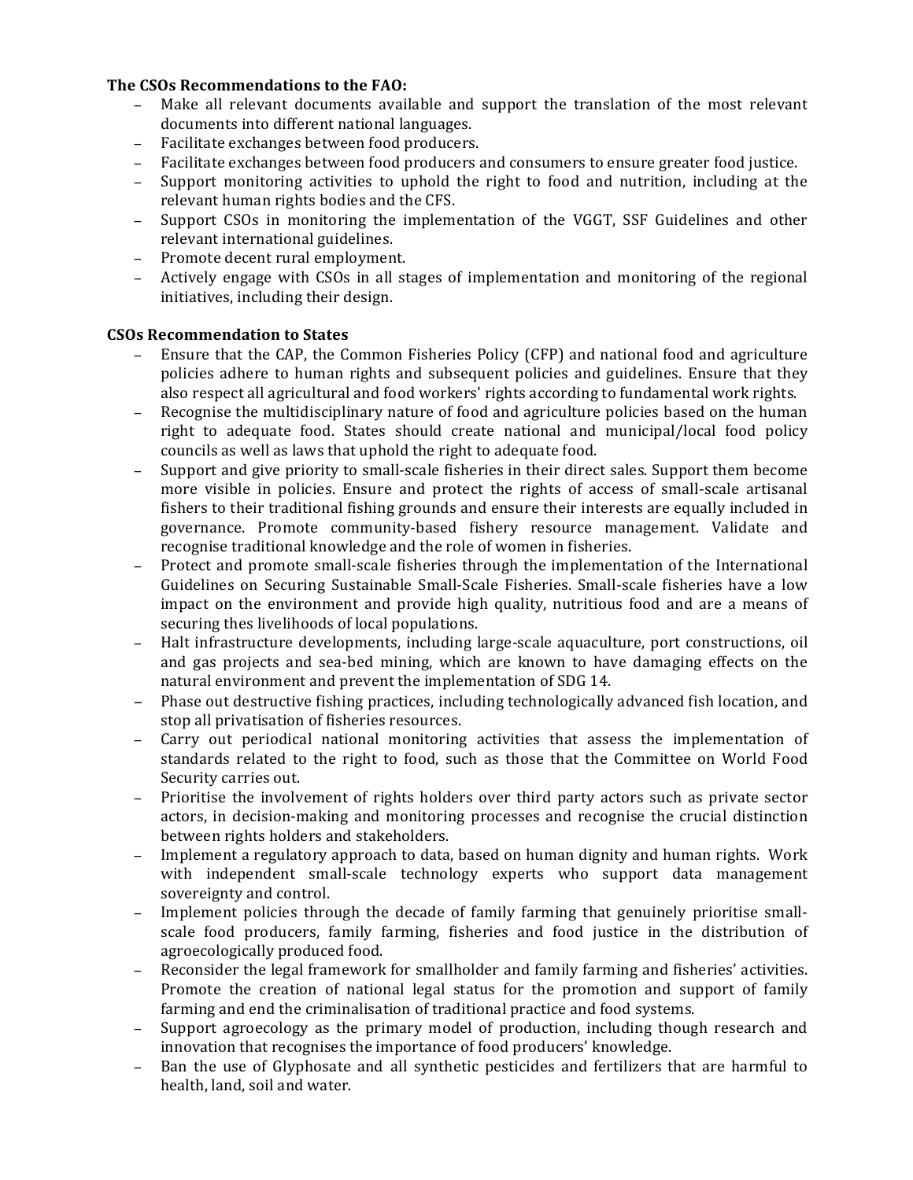**The CSOs Recommendations to the FAO:**

- Make all relevant documents available and support the translation of the most relevant documents into different national languages.
- Facilitate exchanges between food producers.
- Facilitate exchanges between food producers and consumers to ensure greater food justice.
- Support monitoring activities to uphold the right to food and nutrition, including at the relevant human rights bodies and the CFS.
- Support CSOs in monitoring the implementation of the VGGT, SSF Guidelines and other relevant international guidelines.
- Promote decent rural employment.
- Actively engage with CSOs in all stages of implementation and monitoring of the regional initiatives, including their design.

**CSOs Recommendation to States**

- Ensure that the CAP, the Common Fisheries Policy (CFP) and national food and agriculture policies adhere to human rights and subsequent policies and guidelines. Ensure that they also respect all agricultural and food workers' rights according to fundamental work rights.
- Recognise the multidisciplinary nature of food and agriculture policies based on the human right to adequate food. States should create national and municipal/local food policy councils as well as laws that uphold the right to adequate food.
- Support and give priority to small-scale fisheries in their direct sales. Support them become more visible in policies. Ensure and protect the rights of access of small-scale artisanal fishers to their traditional fishing grounds and ensure their interests are equally included in governance. Promote community-based fishery resource management. Validate and recognise traditional knowledge and the role of women in fisheries.
- Protect and promote small-scale fisheries through the implementation of the International Guidelines on Securing Sustainable Small-Scale Fisheries. Small-scale fisheries have a low impact on the environment and provide high quality, nutritious food and are a means of securing thes livelihoods of local populations.
- Halt infrastructure developments, including large-scale aquaculture, port constructions, oil and gas projects and sea-bed mining, which are known to have damaging effects on the natural environment and prevent the implementation of SDG 14.
- Phase out destructive fishing practices, including technologically advanced fish location, and stop all privatisation of fisheries resources.
- Carry out periodical national monitoring activities that assess the implementation of standards related to the right to food, such as those that the Committee on World Food Security carries out.
- Prioritise the involvement of rights holders over third party actors such as private sector actors, in decision-making and monitoring processes and recognise the crucial distinction between rights holders and stakeholders.
- Implement a regulatory approach to data, based on human dignity and human rights. Work with independent small-scale technology experts who support data management sovereignty and control.
- Implement policies through the decade of family farming that genuinely prioritise small-scale food producers, family farming, fisheries and food justice in the distribution of agroecologically produced food.
- Reconsider the legal framework for smallholder and family farming and fisheries' activities. Promote the creation of national legal status for the promotion and support of family farming and end the criminalisation of traditional practice and food systems.
- Support agroecology as the primary model of production, including though research and innovation that recognises the importance of food producers' knowledge.
- Ban the use of Glyphosate and all synthetic pesticides and fertilizers that are harmful to health, land, soil and water.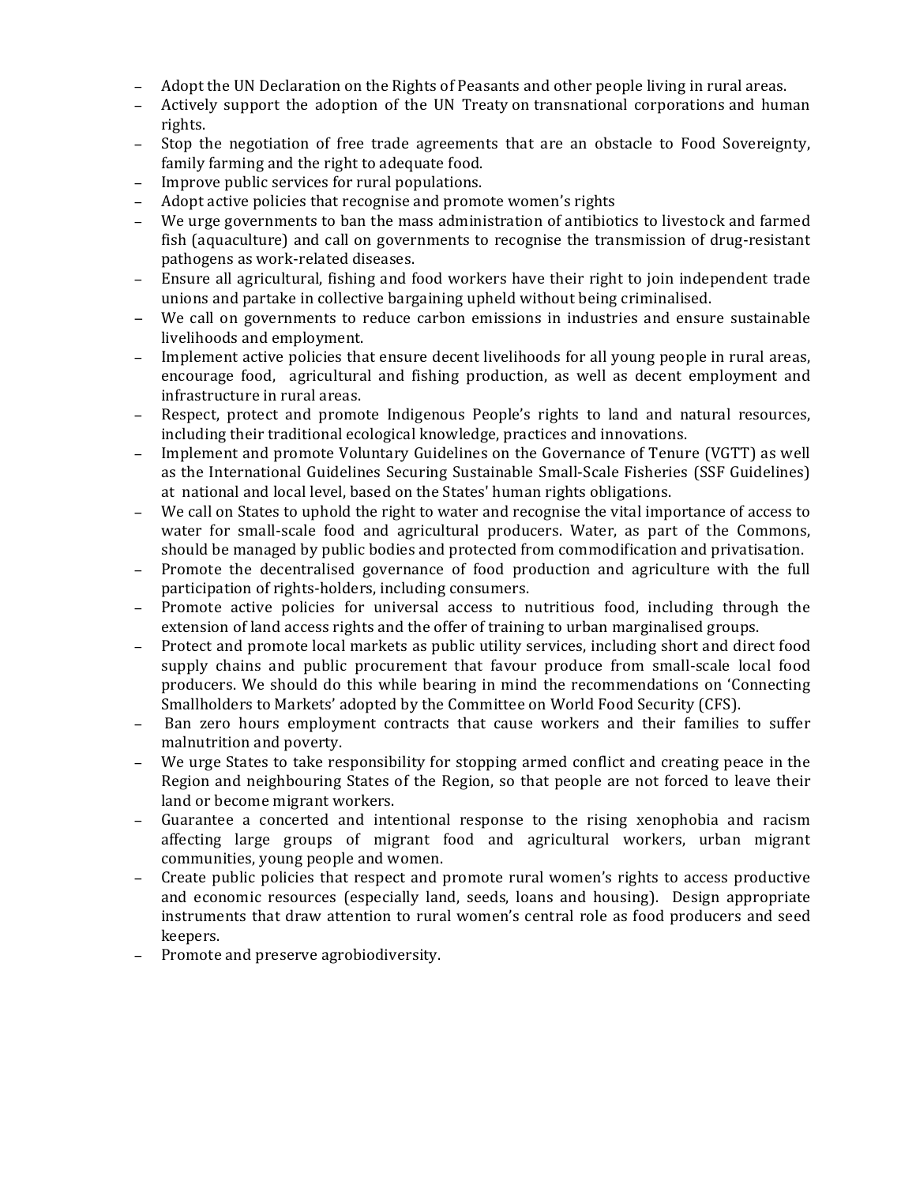- Adopt the UN Declaration on the Rights of Peasants and other people living in rural areas.
- Actively support the adoption of the UN Treaty on transnational corporations and human rights.
- Stop the negotiation of free trade agreements that are an obstacle to Food Sovereignty, family farming and the right to adequate food.
- Improve public services for rural populations.
- Adopt active policies that recognise and promote women's rights
- We urge governments to ban the mass administration of antibiotics to livestock and farmed fish (aquaculture) and call on governments to recognise the transmission of drug-resistant pathogens as work-related diseases.
- Ensure all agricultural, fishing and food workers have their right to join independent trade unions and partake in collective bargaining upheld without being criminalised.
- We call on governments to reduce carbon emissions in industries and ensure sustainable livelihoods and employment.
- Implement active policies that ensure decent livelihoods for all young people in rural areas, encourage food, agricultural and fishing production, as well as decent employment and infrastructure in rural areas.
- Respect, protect and promote Indigenous People's rights to land and natural resources, including their traditional ecological knowledge, practices and innovations.
- Implement and promote Voluntary Guidelines on the Governance of Tenure (VGTT) as well as the International Guidelines Securing Sustainable Small-Scale Fisheries (SSF Guidelines) at national and local level, based on the States' human rights obligations.
- We call on States to uphold the right to water and recognise the vital importance of access to water for small-scale food and agricultural producers. Water, as part of the Commons, should be managed by public bodies and protected from commodification and privatisation.
- Promote the decentralised governance of food production and agriculture with the full participation of rights-holders, including consumers.
- Promote active policies for universal access to nutritious food, including through the extension of land access rights and the offer of training to urban marginalised groups.
- Protect and promote local markets as public utility services, including short and direct food supply chains and public procurement that favour produce from small-scale local food producers. We should do this while bearing in mind the recommendations on 'Connecting Smallholders to Markets' adopted by the Committee on World Food Security (CFS).
- Ban zero hours employment contracts that cause workers and their families to suffer malnutrition and poverty.
- We urge States to take responsibility for stopping armed conflict and creating peace in the Region and neighbouring States of the Region, so that people are not forced to leave their land or become migrant workers.
- Guarantee a concerted and intentional response to the rising xenophobia and racism affecting large groups of migrant food and agricultural workers, urban migrant communities, young people and women.
- Create public policies that respect and promote rural women's rights to access productive and economic resources (especially land, seeds, loans and housing). Design appropriate instruments that draw attention to rural women's central role as food producers and seed keepers.
- Promote and preserve agrobiodiversity.